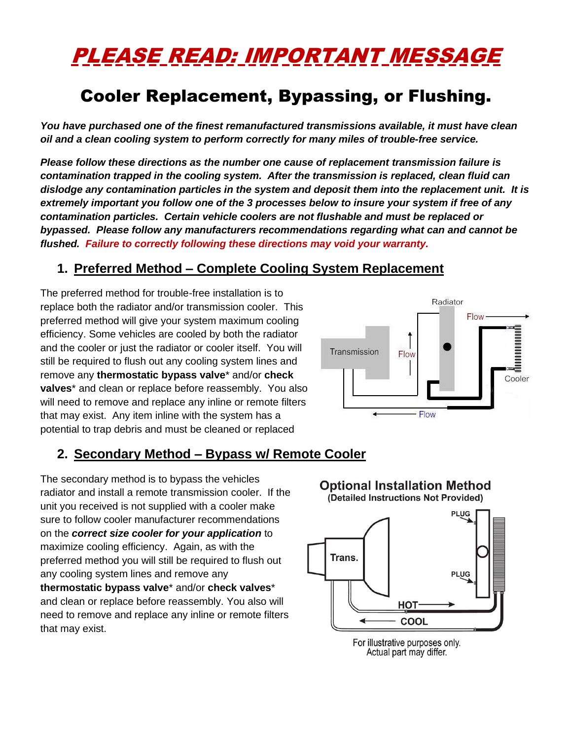# PLEASE READ: IMPORTANT MESSAGE

## Cooler Replacement, Bypassing, or Flushing.

***You have purchased one of the finest remanufactured transmissions available, it must have clean oil and a clean cooling system to perform correctly for many miles of trouble-free service.***

***Please follow these directions as the number one cause of replacement transmission failure is contamination trapped in the cooling system. After the transmission is replaced, clean fluid can dislodge any contamination particles in the system and deposit them into the replacement unit. It is extremely important you follow one of the 3 processes below to insure your system if free of any contamination particles. Certain vehicle coolers are not flushable and must be replaced or bypassed. Please follow any manufacturers recommendations regarding what can and cannot be flushed. Failure to correctly following these directions may void your warranty.***

### 1. Preferred Method – Complete Cooling System Replacement

The preferred method for trouble-free installation is to replace both the radiator and/or transmission cooler. This preferred method will give your system maximum cooling efficiency. Some vehicles are cooled by both the radiator and the cooler or just the radiator or cooler itself. You will still be required to flush out any cooling system lines and remove any **thermostatic bypass valve*** and/or **check valves*** and clean or replace before reassembly. You also will need to remove and replace any inline or remote filters that may exist. Any item inline with the system has a potential to trap debris and must be cleaned or replaced

Radiator
Flow
Transmission
Flow
Cooler
Flow

### 2. Secondary Method – Bypass w/ Remote Cooler

The secondary method is to bypass the vehicles radiator and install a remote transmission cooler. If the unit you received is not supplied with a cooler make sure to follow cooler manufacturer recommendations on the ***correct size cooler for your application*** to maximize cooling efficiency. Again, as with the preferred method you will still be required to flush out any cooling system lines and remove any **thermostatic bypass valve*** and/or **check valves*** and clean or replace before reassembly. You also will need to remove and replace any inline or remote filters that may exist.

**Optional Installation Method**
**(Detailed Instructions Not Provided)**

PLUG
Trans.
PLUG
HOT
COOL

For illustrative purposes only.
Actual part may differ.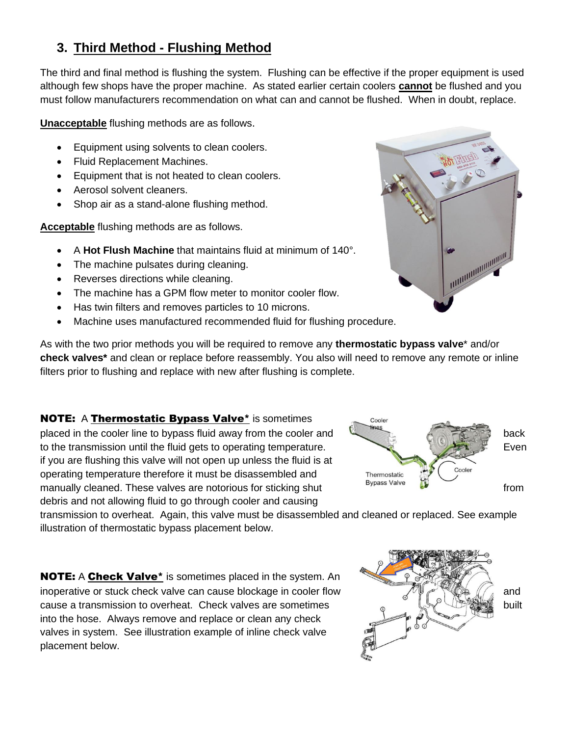## 3. Third Method - Flushing Method

The third and final method is flushing the system. Flushing can be effective if the proper equipment is used although few shops have the proper machine. As stated earlier certain coolers **cannot** be flushed and you must follow manufacturers recommendation on what can and cannot be flushed. When in doubt, replace.

**Unacceptable** flushing methods are as follows.

- Equipment using solvents to clean coolers.
- Fluid Replacement Machines.
- Equipment that is not heated to clean coolers.
- Aerosol solvent cleaners.
- Shop air as a stand-alone flushing method.

**Acceptable** flushing methods are as follows.

- A **Hot Flush Machine** that maintains fluid at minimum of 140°.
- The machine pulsates during cleaning.
- Reverses directions while cleaning.
- The machine has a GPM flow meter to monitor cooler flow.
- Has twin filters and removes particles to 10 microns.
- Machine uses manufactured recommended fluid for flushing procedure.

As with the two prior methods you will be required to remove any **thermostatic bypass valve*** and/or **check valves*** and clean or replace before reassembly. You also will need to remove any remote or inline filters prior to flushing and replace with new after flushing is complete.

**NOTE:** A **Thermostatic Bypass Valve*** is sometimes placed in the cooler line to bypass fluid away from the cooler and back to the transmission until the fluid gets to operating temperature. Even if you are flushing this valve will not open up unless the fluid is at operating temperature therefore it must be disassembled and manually cleaned. These valves are notorious for sticking shut from debris and not allowing fluid to go through cooler and causing transmission to overheat. Again, this valve must be disassembled and cleaned or replaced. See example illustration of thermostatic bypass placement below.

Cooler lines

Cooler

Thermostatic Bypass Valve

**NOTE:** A **Check Valve*** is sometimes placed in the system. An inoperative or stuck check valve can cause blockage in cooler flow and cause a transmission to overheat. Check valves are sometimes built into the hose. Always remove and replace or clean any check valves in system. See illustration example of inline check valve placement below.